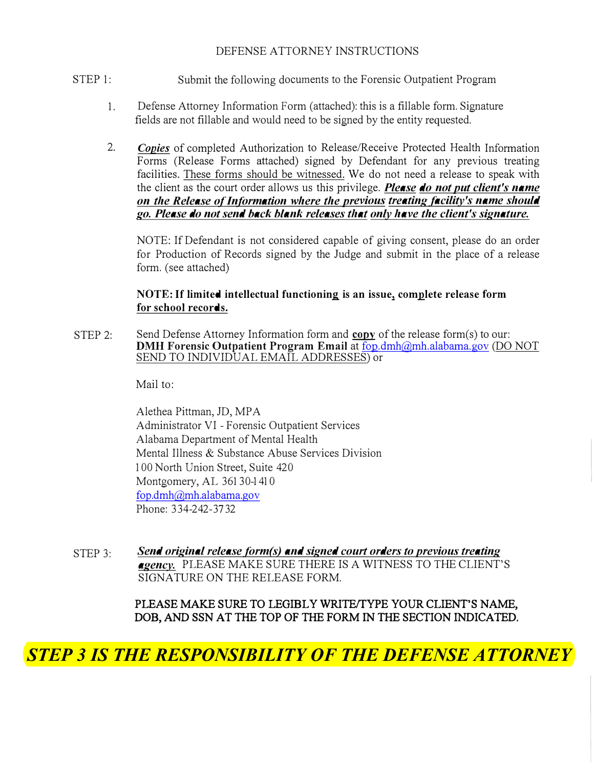# DEFENSE ATTORNEY INSTRUCTIONS

STEP 1: Submit the following documents to the Forensic Outpatient Program

1. Defense Attorney Information Form (attached): this is a fillable form. Signature fields are not fillable and would need to be signed by the entity requested.

2. ***Copies*** of completed Authorization to Release/Receive Protected Health Information Forms (Release Forms attached) signed by Defendant for any previous treating facilities. These forms should be witnessed. We do not need a release to speak with the client as the court order allows us this privilege. ***Please do not put client's name on the Release of Information where the previous treating facility's name should go. Please do not send back blank releases that only have the client's signature.***

   NOTE: If Defendant is not considered capable of giving consent, please do an order for Production of Records signed by the Judge and submit in the place of a release form. (see attached)

   **NOTE: If limited intellectual functioning is an issue, complete release form for school records.**

STEP 2: Send Defense Attorney Information form and **copy** of the release form(s) to our: **DMH Forensic Outpatient Program Email** at fop.dmh@mh.alabama.gov (DO NOT SEND TO INDIVIDUAL EMAIL ADDRESSES) or

Mail to:

Alethea Pittman, JD, MPA
Administrator VI - Forensic Outpatient Services
Alabama Department of Mental Health
Mental Illness & Substance Abuse Services Division
100 North Union Street, Suite 420
Montgomery, AL 36130-1410
fop.dmh@mh.alabama.gov
Phone: 334-242-3732

STEP 3: ***Send original release form(s) and signed court orders to previous treating agency.*** PLEASE MAKE SURE THERE IS A WITNESS TO THE CLIENT'S SIGNATURE ON THE RELEASE FORM.

**PLEASE MAKE SURE TO LEGIBLY WRITE/TYPE YOUR CLIENT'S NAME, DOB, AND SSN AT THE TOP OF THE FORM IN THE SECTION INDICATED.**

***STEP 3 IS THE RESPONSIBILITY OF THE DEFENSE ATTORNEY***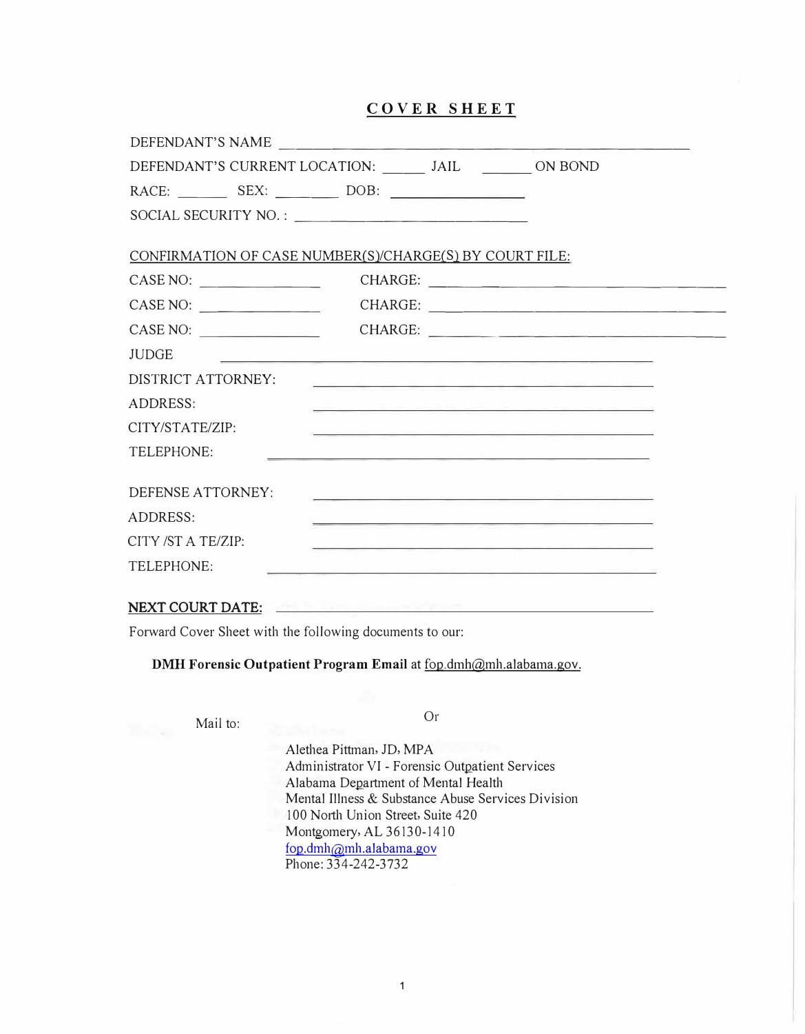# COVER SHEET

DEFENDANT'S NAME ____________________________________________

DEFENDANT'S CURRENT LOCATION: ______ JAIL _______ ON BOND

RACE: _______ SEX: ________ DOB: _______________

SOCIAL SECURITY NO. : ______________________________

CONFIRMATION OF CASE NUMBER(S)/CHARGE(S) BY COURT FILE:

CASE NO: _______________ CHARGE: ______________________________

CASE NO: _______________ CHARGE: ______________________________

CASE NO: _______________ CHARGE: ______________________________

JUDGE ______________________________________________

DISTRICT ATTORNEY: ______________________________________

ADDRESS: ______________________________________

CITY/STATE/ZIP: ______________________________________

TELEPHONE: ______________________________________

DEFENSE ATTORNEY: ______________________________________

ADDRESS: ______________________________________

CITY /ST A TE/ZIP: ______________________________________

TELEPHONE: ______________________________________

**NEXT COURT DATE:** ______________________________________

Forward Cover Sheet with the following documents to our:

**DMH Forensic Outpatient Program Email** at fop.dmh@mh.alabama.gov.

Or

Mail to:

Alethea Pittman, JD, MPA
Administrator VI - Forensic Outpatient Services
Alabama Department of Mental Health
Mental Illness & Substance Abuse Services Division
100 North Union Street, Suite 420
Montgomery, AL 36130-1410
fop.dmh@mh.alabama.gov
Phone: 334-242-3732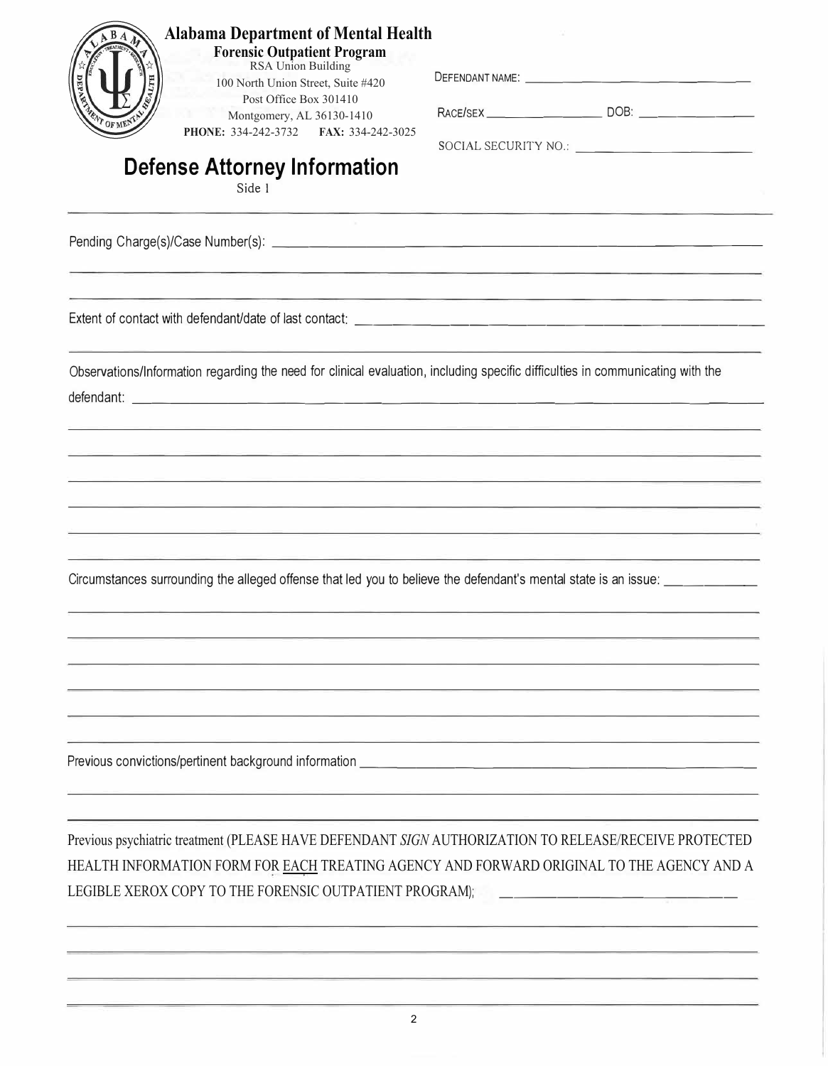**Alabama Department of Mental Health**
**Forensic Outpatient Program**
RSA Union Building
100 North Union Street, Suite #420
Post Office Box 301410
Montgomery, AL 36130-1410
**PHONE:** 334-242-3732 **FAX:** 334-242-3025

DEFENDANT NAME: ______________________________

RACE/SEX ________________ DOB: ________________

SOCIAL SECURITY NO.: ______________________

# Defense Attorney Information

Side 1

Pending Charge(s)/Case Number(s): ______________________________________________

______________________________________________

______________________________________________

Extent of contact with defendant/date of last contact: ______________________________________________

______________________________________________

Observations/Information regarding the need for clinical evaluation, including specific difficulties in communicating with the defendant: ______________________________________________

______________________________________________

______________________________________________

______________________________________________

______________________________________________

______________________________________________

______________________________________________

Circumstances surrounding the alleged offense that led you to believe the defendant's mental state is an issue: ____________

______________________________________________

______________________________________________

______________________________________________

______________________________________________

______________________________________________

______________________________________________

Previous convictions/pertinent background information ______________________________________________

______________________________________________

______________________________________________

Previous psychiatric treatment (PLEASE HAVE DEFENDANT *SIGN* AUTHORIZATION TO RELEASE/RECEIVE PROTECTED HEALTH INFORMATION FORM FOR EACH TREATING AGENCY AND FORWARD ORIGINAL TO THE AGENCY AND A LEGIBLE XEROX COPY TO THE FORENSIC OUTPATIENT PROGRAM); ______________________________

______________________________________________

______________________________________________

______________________________________________

______________________________________________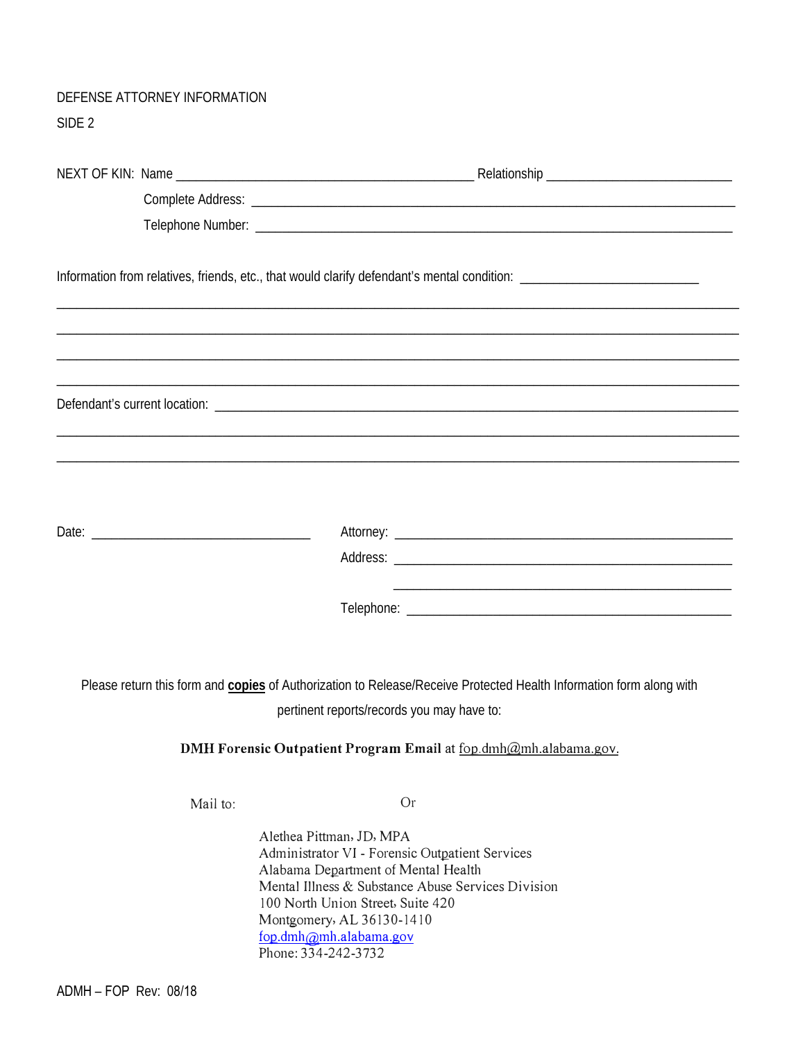DEFENSE ATTORNEY INFORMATION

SIDE 2

NEXT OF KIN: Name ___________________________________________ Relationship ___________________________

Complete Address: ___________________________________________________________________________

Telephone Number: __________________________________________________________________________

Information from relatives, friends, etc., that would clarify defendant's mental condition: __________________________

____________________________________________________________________________________________________

____________________________________________________________________________________________________

____________________________________________________________________________________________________

____________________________________________________________________________________________________

Defendant's current location: ___________________________________________________________________________

____________________________________________________________________________________________________

____________________________________________________________________________________________________

Date: ________________________________

Attorney: ________________________________________________

Address: ________________________________________________

________________________________________________

Telephone: ______________________________________________

Please return this form and **copies** of Authorization to Release/Receive Protected Health Information form along with pertinent reports/records you may have to:

**DMH Forensic Outpatient Program Email** at fop.dmh@mh.alabama.gov.

Mail to: Or

Alethea Pittman, JD, MPA
Administrator VI - Forensic Outpatient Services
Alabama Department of Mental Health
Mental Illness & Substance Abuse Services Division
100 North Union Street, Suite 420
Montgomery, AL 36130-1410
fop.dmh@mh.alabama.gov
Phone: 334-242-3732

ADMH – FOP Rev: 08/18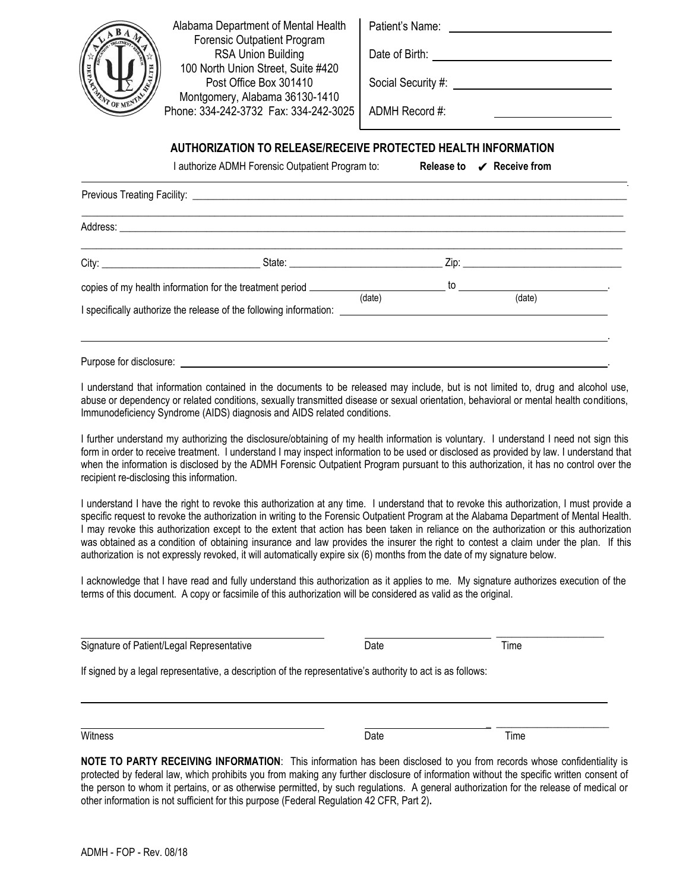Alabama Department of Mental Health
Forensic Outpatient Program
RSA Union Building
100 North Union Street, Suite #420
Post Office Box 301410
Montgomery, Alabama 36130-1410
Phone: 334-242-3732 Fax: 334-242-3025

Patient's Name: ____________________

Date of Birth: ____________________

Social Security #: ____________________

ADMH Record #: ____________________

## AUTHORIZATION TO RELEASE/RECEIVE PROTECTED HEALTH INFORMATION

I authorize ADMH Forensic Outpatient Program to: **Release to** ✔ **Receive from**

Previous Treating Facility: ________________________________________________

Address: ________________________________________________

City: ____________________ State: ____________________ Zip: ____________________

copies of my health information for the treatment period ____________ (date) to ____________ (date).

I specifically authorize the release of the following information: ________________________________________________

________________________________________________.

Purpose for disclosure: ________________________________________________.

I understand that information contained in the documents to be released may include, but is not limited to, drug and alcohol use, abuse or dependency or related conditions, sexually transmitted disease or sexual orientation, behavioral or mental health conditions, Immunodeficiency Syndrome (AIDS) diagnosis and AIDS related conditions.

I further understand my authorizing the disclosure/obtaining of my health information is voluntary. I understand I need not sign this form in order to receive treatment. I understand I may inspect information to be used or disclosed as provided by law. I understand that when the information is disclosed by the ADMH Forensic Outpatient Program pursuant to this authorization, it has no control over the recipient re-disclosing this information.

I understand I have the right to revoke this authorization at any time. I understand that to revoke this authorization, I must provide a specific request to revoke the authorization in writing to the Forensic Outpatient Program at the Alabama Department of Mental Health. I may revoke this authorization except to the extent that action has been taken in reliance on the authorization or this authorization was obtained as a condition of obtaining insurance and law provides the insurer the right to contest a claim under the plan. If this authorization is not expressly revoked, it will automatically expire six (6) months from the date of my signature below.

I acknowledge that I have read and fully understand this authorization as it applies to me. My signature authorizes execution of the terms of this document. A copy or facsimile of this authorization will be considered as valid as the original.

____________________ ____________________ ____________________
Signature of Patient/Legal Representative Date Time

If signed by a legal representative, a description of the representative's authority to act is as follows:

________________________________________________

____________________ ____________________ ____________________
Witness Date Time

**NOTE TO PARTY RECEIVING INFORMATION**: This information has been disclosed to you from records whose confidentiality is protected by federal law, which prohibits you from making any further disclosure of information without the specific written consent of the person to whom it pertains, or as otherwise permitted, by such regulations. A general authorization for the release of medical or other information is not sufficient for this purpose (Federal Regulation 42 CFR, Part 2)**.**

ADMH - FOP - Rev. 08/18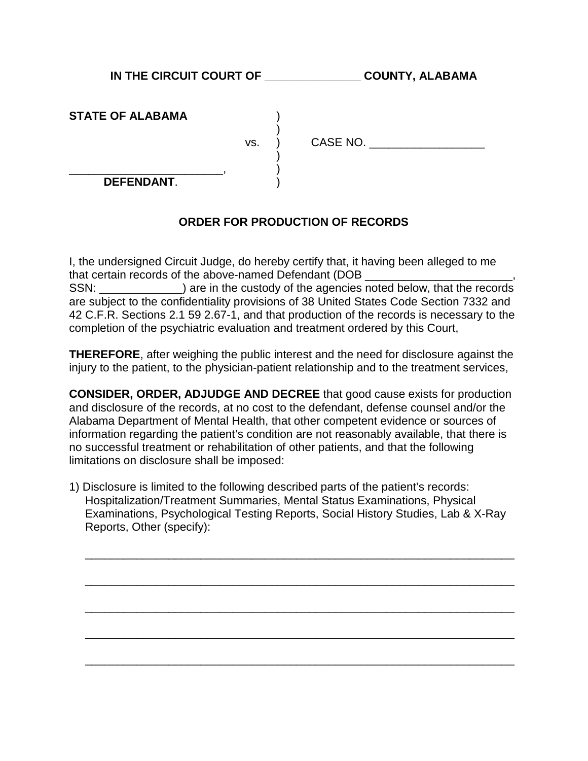**IN THE CIRCUIT COURT OF _______________ COUNTY, ALABAMA**

**STATE OF ALABAMA** )
)
vs. ) CASE NO. __________________
)
________________________, )
**DEFENDANT**. )

**ORDER FOR PRODUCTION OF RECORDS**

I, the undersigned Circuit Judge, do hereby certify that, it having been alleged to me that certain records of the above-named Defendant (DOB ________________________, SSN: _____________) are in the custody of the agencies noted below, that the records are subject to the confidentiality provisions of 38 United States Code Section 7332 and 42 C.F.R. Sections 2.1 59 2.67-1, and that production of the records is necessary to the completion of the psychiatric evaluation and treatment ordered by this Court,

**THEREFORE**, after weighing the public interest and the need for disclosure against the injury to the patient, to the physician-patient relationship and to the treatment services,

**CONSIDER, ORDER, ADJUDGE AND DECREE** that good cause exists for production and disclosure of the records, at no cost to the defendant, defense counsel and/or the Alabama Department of Mental Health, that other competent evidence or sources of information regarding the patient's condition are not reasonably available, that there is no successful treatment or rehabilitation of other patients, and that the following limitations on disclosure shall be imposed:

1) Disclosure is limited to the following described parts of the patient's records: Hospitalization/Treatment Summaries, Mental Status Examinations, Physical Examinations, Psychological Testing Reports, Social History Studies, Lab & X-Ray Reports, Other (specify):

_____________________________________________________________________

_____________________________________________________________________

_____________________________________________________________________

_____________________________________________________________________

_____________________________________________________________________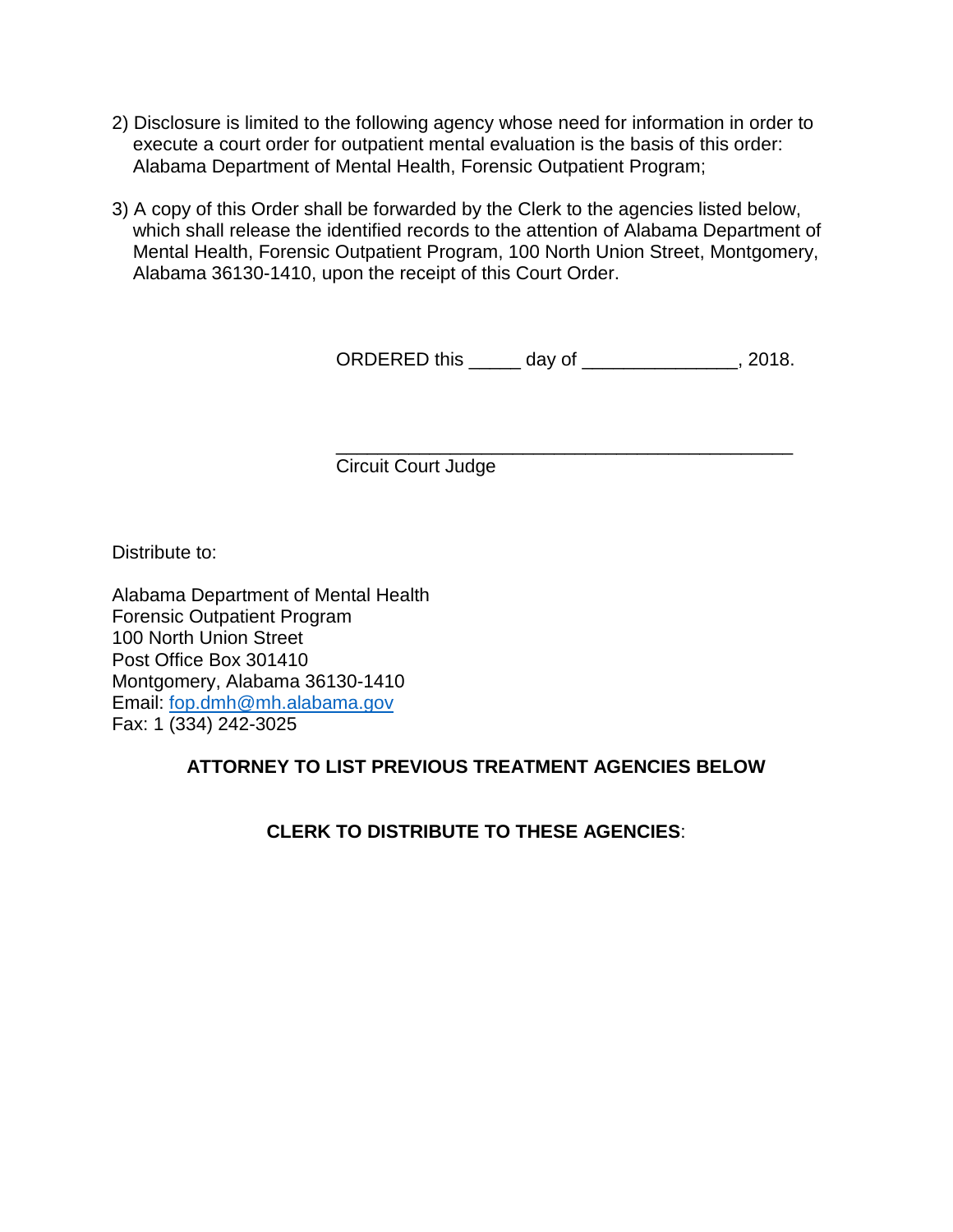2) Disclosure is limited to the following agency whose need for information in order to execute a court order for outpatient mental evaluation is the basis of this order: Alabama Department of Mental Health, Forensic Outpatient Program;

3) A copy of this Order shall be forwarded by the Clerk to the agencies listed below, which shall release the identified records to the attention of Alabama Department of Mental Health, Forensic Outpatient Program, 100 North Union Street, Montgomery, Alabama 36130-1410, upon the receipt of this Court Order.

ORDERED this _____ day of _______________, 2018.

_______________________________________________
Circuit Court Judge

Distribute to:

Alabama Department of Mental Health
Forensic Outpatient Program
100 North Union Street
Post Office Box 301410
Montgomery, Alabama 36130-1410
Email: fop.dmh@mh.alabama.gov
Fax: 1 (334) 242-3025

**ATTORNEY TO LIST PREVIOUS TREATMENT AGENCIES BELOW**

**CLERK TO DISTRIBUTE TO THESE AGENCIES**: